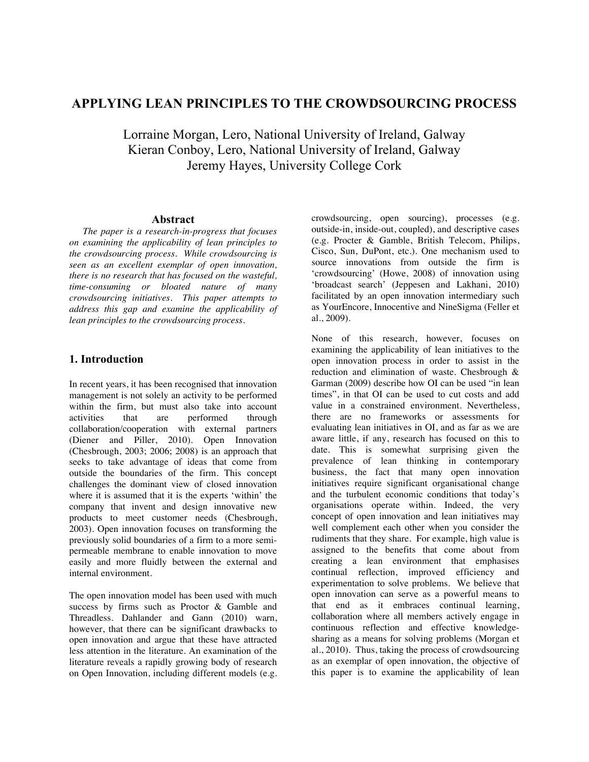# APPLYING LEAN PRINCIPLES TO THE CROWDSOURCING PROCESS

Lorraine Morgan, Lero, National University of Ireland, Galway
Kieran Conboy, Lero, National University of Ireland, Galway
Jeremy Hayes, University College Cork

## Abstract

*The paper is a research-in-progress that focuses on examining the applicability of lean principles to the crowdsourcing process. While crowdsourcing is seen as an excellent exemplar of open innovation, there is no research that has focused on the wasteful, time-consuming or bloated nature of many crowdsourcing initiatives. This paper attempts to address this gap and examine the applicability of lean principles to the crowdsourcing process.*

## 1. Introduction

In recent years, it has been recognised that innovation management is not solely an activity to be performed within the firm, but must also take into account activities that are performed through collaboration/cooperation with external partners (Diener and Piller, 2010). Open Innovation (Chesbrough, 2003; 2006; 2008) is an approach that seeks to take advantage of ideas that come from outside the boundaries of the firm. This concept challenges the dominant view of closed innovation where it is assumed that it is the experts 'within' the company that invent and design innovative new products to meet customer needs (Chesbrough, 2003). Open innovation focuses on transforming the previously solid boundaries of a firm to a more semi-permeable membrane to enable innovation to move easily and more fluidly between the external and internal environment.

The open innovation model has been used with much success by firms such as Proctor & Gamble and Threadless. Dahlander and Gann (2010) warn, however, that there can be significant drawbacks to open innovation and argue that these have attracted less attention in the literature. An examination of the literature reveals a rapidly growing body of research on Open Innovation, including different models (e.g. crowdsourcing, open sourcing), processes (e.g. outside-in, inside-out, coupled), and descriptive cases (e.g. Procter & Gamble, British Telecom, Philips, Cisco, Sun, DuPont, etc.). One mechanism used to source innovations from outside the firm is 'crowdsourcing' (Howe, 2008) of innovation using 'broadcast search' (Jeppesen and Lakhani, 2010) facilitated by an open innovation intermediary such as YourEncore, Innocentive and NineSigma (Feller et al., 2009).

None of this research, however, focuses on examining the applicability of lean initiatives to the open innovation process in order to assist in the reduction and elimination of waste. Chesbrough & Garman (2009) describe how OI can be used "in lean times", in that OI can be used to cut costs and add value in a constrained environment. Nevertheless, there are no frameworks or assessments for evaluating lean initiatives in OI, and as far as we are aware little, if any, research has focused on this to date. This is somewhat surprising given the prevalence of lean thinking in contemporary business, the fact that many open innovation initiatives require significant organisational change and the turbulent economic conditions that today's organisations operate within. Indeed, the very concept of open innovation and lean initiatives may well complement each other when you consider the rudiments that they share. For example, high value is assigned to the benefits that come about from creating a lean environment that emphasises continual reflection, improved efficiency and experimentation to solve problems. We believe that open innovation can serve as a powerful means to that end as it embraces continual learning, collaboration where all members actively engage in continuous reflection and effective knowledge-sharing as a means for solving problems (Morgan et al., 2010). Thus, taking the process of crowdsourcing as an exemplar of open innovation, the objective of this paper is to examine the applicability of lean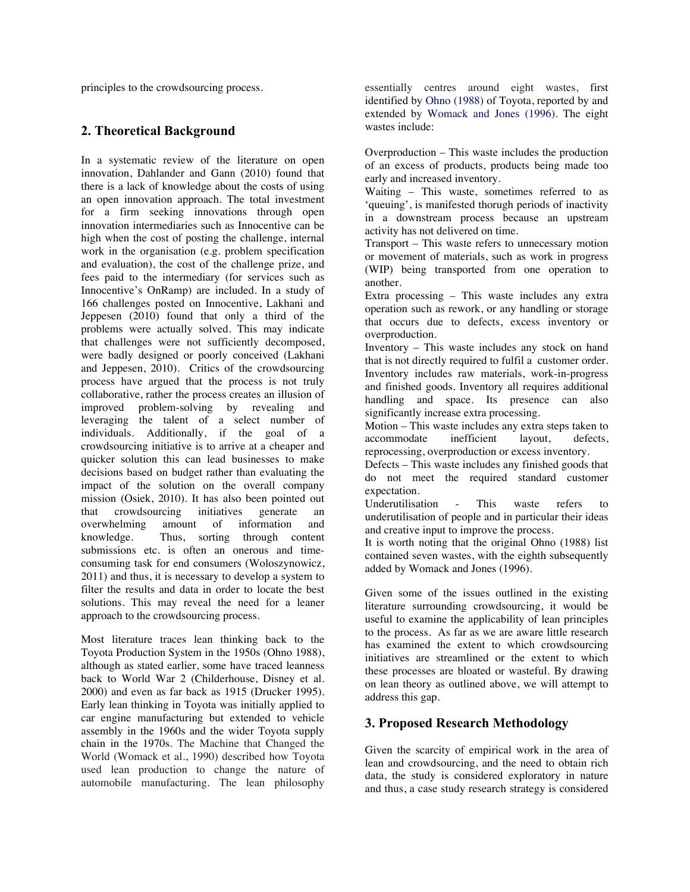principles to the crowdsourcing process.

## 2. Theoretical Background

In a systematic review of the literature on open innovation, Dahlander and Gann (2010) found that there is a lack of knowledge about the costs of using an open innovation approach. The total investment for a firm seeking innovations through open innovation intermediaries such as Innocentive can be high when the cost of posting the challenge, internal work in the organisation (e.g. problem specification and evaluation), the cost of the challenge prize, and fees paid to the intermediary (for services such as Innocentive's OnRamp) are included. In a study of 166 challenges posted on Innocentive, Lakhani and Jeppesen (2010) found that only a third of the problems were actually solved. This may indicate that challenges were not sufficiently decomposed, were badly designed or poorly conceived (Lakhani and Jeppesen, 2010). Critics of the crowdsourcing process have argued that the process is not truly collaborative, rather the process creates an illusion of improved problem-solving by revealing and leveraging the talent of a select number of individuals. Additionally, if the goal of a crowdsourcing initiative is to arrive at a cheaper and quicker solution this can lead businesses to make decisions based on budget rather than evaluating the impact of the solution on the overall company mission (Osiek, 2010). It has also been pointed out that crowdsourcing initiatives generate an overwhelming amount of information and knowledge. Thus, sorting through content submissions etc. is often an onerous and time-consuming task for end consumers (Woloszynowicz, 2011) and thus, it is necessary to develop a system to filter the results and data in order to locate the best solutions. This may reveal the need for a leaner approach to the crowdsourcing process.

Most literature traces lean thinking back to the Toyota Production System in the 1950s (Ohno 1988), although as stated earlier, some have traced leanness back to World War 2 (Childerhouse, Disney et al. 2000) and even as far back as 1915 (Drucker 1995). Early lean thinking in Toyota was initially applied to car engine manufacturing but extended to vehicle assembly in the 1960s and the wider Toyota supply chain in the 1970s. The Machine that Changed the World (Womack et al., 1990) described how Toyota used lean production to change the nature of automobile manufacturing. The lean philosophy essentially centres around eight wastes, first identified by Ohno (1988) of Toyota, reported by and extended by Womack and Jones (1996). The eight wastes include:

Overproduction – This waste includes the production of an excess of products, products being made too early and increased inventory.
Waiting – This waste, sometimes referred to as 'queuing', is manifested thorugh periods of inactivity in a downstream process because an upstream activity has not delivered on time.
Transport – This waste refers to unnecessary motion or movement of materials, such as work in progress (WIP) being transported from one operation to another.
Extra processing – This waste includes any extra operation such as rework, or any handling or storage that occurs due to defects, excess inventory or overproduction.
Inventory – This waste includes any stock on hand that is not directly required to fulfil a customer order. Inventory includes raw materials, work-in-progress and finished goods. Inventory all requires additional handling and space. Its presence can also significantly increase extra processing.
Motion – This waste includes any extra steps taken to accommodate inefficient layout, defects, reprocessing, overproduction or excess inventory.
Defects – This waste includes any finished goods that do not meet the required standard customer expectation.
Underutilisation - This waste refers to underutilisation of people and in particular their ideas and creative input to improve the process.
It is worth noting that the original Ohno (1988) list contained seven wastes, with the eighth subsequently added by Womack and Jones (1996).

Given some of the issues outlined in the existing literature surrounding crowdsourcing, it would be useful to examine the applicability of lean principles to the process. As far as we are aware little research has examined the extent to which crowdsourcing initiatives are streamlined or the extent to which these processes are bloated or wasteful. By drawing on lean theory as outlined above, we will attempt to address this gap.

## 3. Proposed Research Methodology

Given the scarcity of empirical work in the area of lean and crowdsourcing, and the need to obtain rich data, the study is considered exploratory in nature and thus, a case study research strategy is considered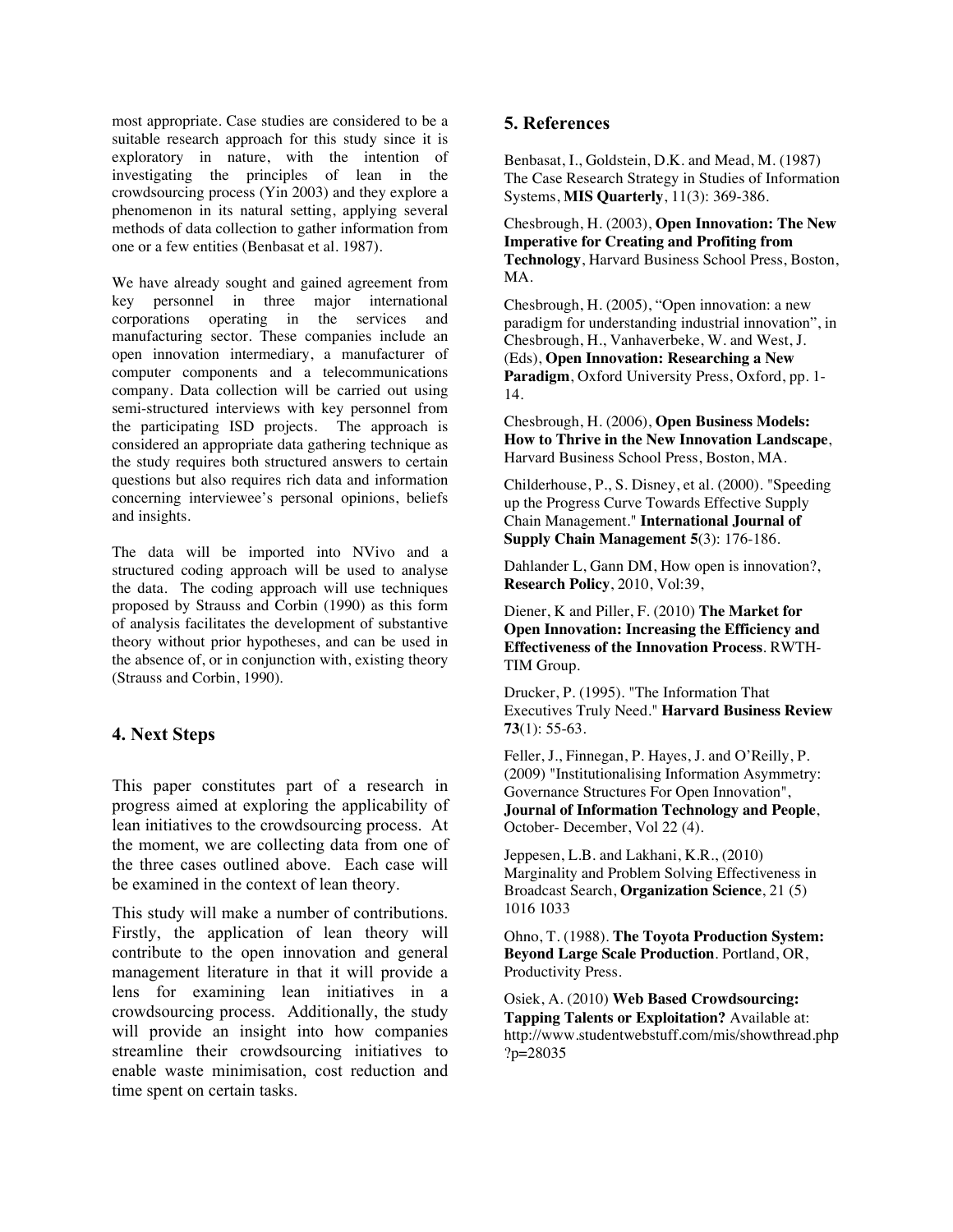most appropriate. Case studies are considered to be a suitable research approach for this study since it is exploratory in nature, with the intention of investigating the principles of lean in the crowdsourcing process (Yin 2003) and they explore a phenomenon in its natural setting, applying several methods of data collection to gather information from one or a few entities (Benbasat et al. 1987).

We have already sought and gained agreement from key personnel in three major international corporations operating in the services and manufacturing sector. These companies include an open innovation intermediary, a manufacturer of computer components and a telecommunications company. Data collection will be carried out using semi-structured interviews with key personnel from the participating ISD projects. The approach is considered an appropriate data gathering technique as the study requires both structured answers to certain questions but also requires rich data and information concerning interviewee's personal opinions, beliefs and insights.

The data will be imported into NVivo and a structured coding approach will be used to analyse the data. The coding approach will use techniques proposed by Strauss and Corbin (1990) as this form of analysis facilitates the development of substantive theory without prior hypotheses, and can be used in the absence of, or in conjunction with, existing theory (Strauss and Corbin, 1990).

## 4. Next Steps

This paper constitutes part of a research in progress aimed at exploring the applicability of lean initiatives to the crowdsourcing process. At the moment, we are collecting data from one of the three cases outlined above. Each case will be examined in the context of lean theory.

This study will make a number of contributions. Firstly, the application of lean theory will contribute to the open innovation and general management literature in that it will provide a lens for examining lean initiatives in a crowdsourcing process. Additionally, the study will provide an insight into how companies streamline their crowdsourcing initiatives to enable waste minimisation, cost reduction and time spent on certain tasks.

## 5. References

Benbasat, I., Goldstein, D.K. and Mead, M. (1987) The Case Research Strategy in Studies of Information Systems, **MIS Quarterly**, 11(3): 369-386.

Chesbrough, H. (2003), **Open Innovation: The New Imperative for Creating and Profiting from Technology**, Harvard Business School Press, Boston, MA.

Chesbrough, H. (2005), "Open innovation: a new paradigm for understanding industrial innovation", in Chesbrough, H., Vanhaverbeke, W. and West, J. (Eds), **Open Innovation: Researching a New Paradigm**, Oxford University Press, Oxford, pp. 1-14.

Chesbrough, H. (2006), **Open Business Models: How to Thrive in the New Innovation Landscape**, Harvard Business School Press, Boston, MA.

Childerhouse, P., S. Disney, et al. (2000). "Speeding up the Progress Curve Towards Effective Supply Chain Management." **International Journal of Supply Chain Management 5**(3): 176-186.

Dahlander L, Gann DM, How open is innovation?, **Research Policy**, 2010, Vol:39,

Diener, K and Piller, F. (2010) **The Market for Open Innovation: Increasing the Efficiency and Effectiveness of the Innovation Process**. RWTH-TIM Group.

Drucker, P. (1995). "The Information That Executives Truly Need." **Harvard Business Review 73**(1): 55-63.

Feller, J., Finnegan, P. Hayes, J. and O'Reilly, P. (2009) "Institutionalising Information Asymmetry: Governance Structures For Open Innovation", **Journal of Information Technology and People**, October- December, Vol 22 (4).

Jeppesen, L.B. and Lakhani, K.R., (2010) Marginality and Problem Solving Effectiveness in Broadcast Search, **Organization Science**, 21 (5) 1016 1033

Ohno, T. (1988). **The Toyota Production System: Beyond Large Scale Production**. Portland, OR, Productivity Press.

Osiek, A. (2010) **Web Based Crowdsourcing: Tapping Talents or Exploitation?** Available at: http://www.studentwebstuff.com/mis/showthread.php?p=28035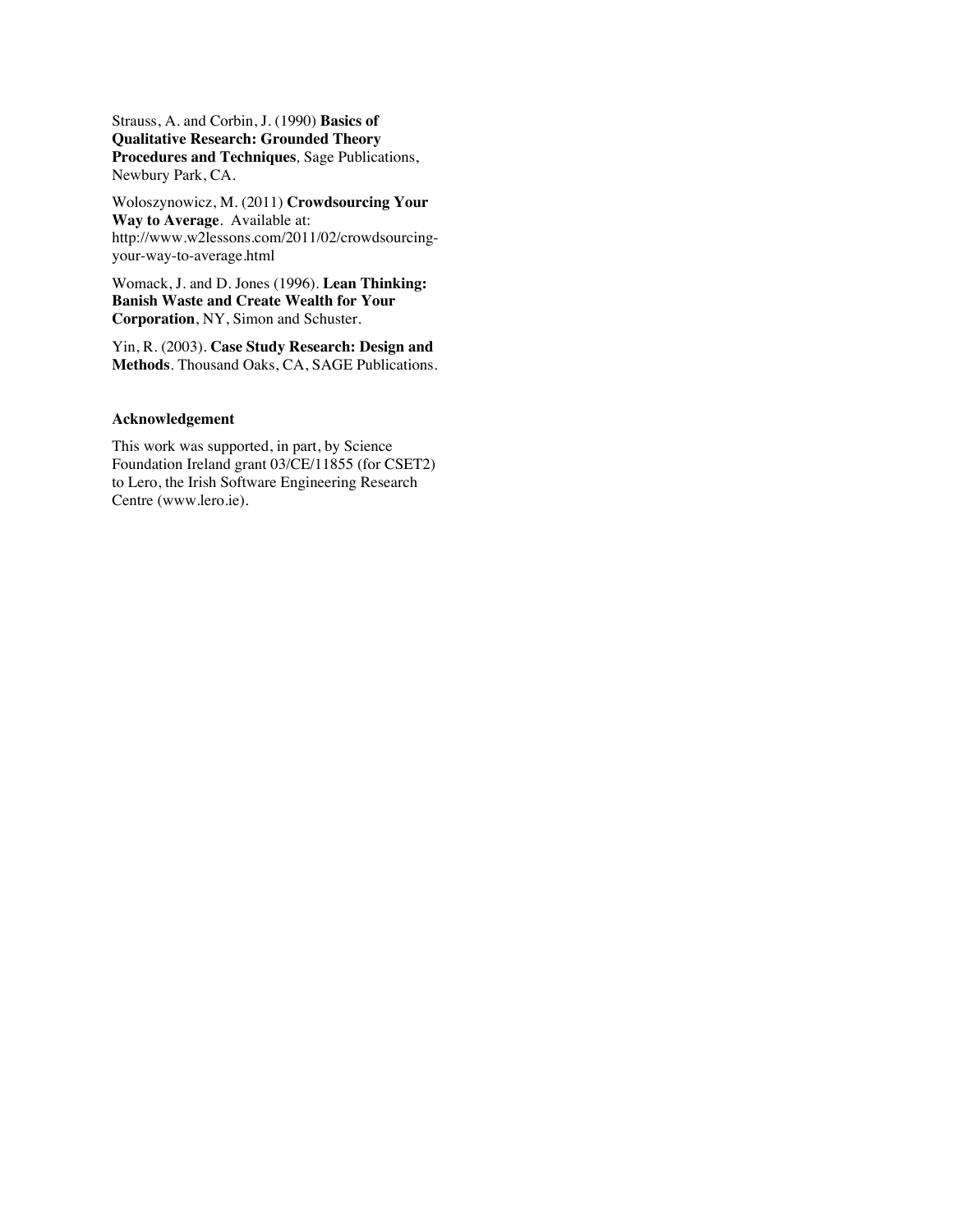Strauss, A. and Corbin, J. (1990) **Basics of Qualitative Research: Grounded Theory Procedures and Techniques**, Sage Publications, Newbury Park, CA.

Woloszynowicz, M. (2011) **Crowdsourcing Your Way to Average**. Available at: http://www.w2lessons.com/2011/02/crowdsourcing-your-way-to-average.html

Womack, J. and D. Jones (1996). **Lean Thinking: Banish Waste and Create Wealth for Your Corporation**, NY, Simon and Schuster.

Yin, R. (2003). **Case Study Research: Design and Methods**. Thousand Oaks, CA, SAGE Publications.

### Acknowledgement

This work was supported, in part, by Science Foundation Ireland grant 03/CE/11855 (for CSET2) to Lero, the Irish Software Engineering Research Centre (www.lero.ie).